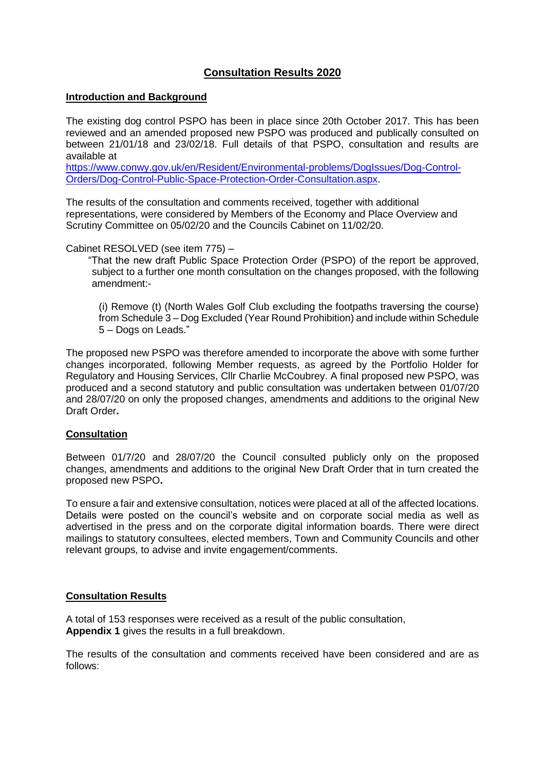# Consultation Results 2020

## Introduction and Background

The existing dog control PSPO has been in place since 20th October 2017. This has been reviewed and an amended proposed new PSPO was produced and publically consulted on between 21/01/18 and 23/02/18. Full details of that PSPO, consultation and results are available at
https://www.conwy.gov.uk/en/Resident/Environmental-problems/DogIssues/Dog-Control-Orders/Dog-Control-Public-Space-Protection-Order-Consultation.aspx.

The results of the consultation and comments received, together with additional representations, were considered by Members of the Economy and Place Overview and Scrutiny Committee on 05/02/20 and the Councils Cabinet on 11/02/20.

Cabinet RESOLVED (see item 775) –

> "That the new draft Public Space Protection Order (PSPO) of the report be approved, subject to a further one month consultation on the changes proposed, with the following amendment:-
>
> (i) Remove (t) (North Wales Golf Club excluding the footpaths traversing the course) from Schedule 3 – Dog Excluded (Year Round Prohibition) and include within Schedule 5 – Dogs on Leads."

The proposed new PSPO was therefore amended to incorporate the above with some further changes incorporated, following Member requests, as agreed by the Portfolio Holder for Regulatory and Housing Services, Cllr Charlie McCoubrey. A final proposed new PSPO, was produced and a second statutory and public consultation was undertaken between 01/07/20 and 28/07/20 on only the proposed changes, amendments and additions to the original New Draft Order**.**

## Consultation

Between 01/7/20 and 28/07/20 the Council consulted publicly only on the proposed changes, amendments and additions to the original New Draft Order that in turn created the proposed new PSPO**.**

To ensure a fair and extensive consultation, notices were placed at all of the affected locations. Details were posted on the council's website and on corporate social media as well as advertised in the press and on the corporate digital information boards. There were direct mailings to statutory consultees, elected members, Town and Community Councils and other relevant groups, to advise and invite engagement/comments.

## Consultation Results

A total of 153 responses were received as a result of the public consultation, **Appendix 1** gives the results in a full breakdown.

The results of the consultation and comments received have been considered and are as follows: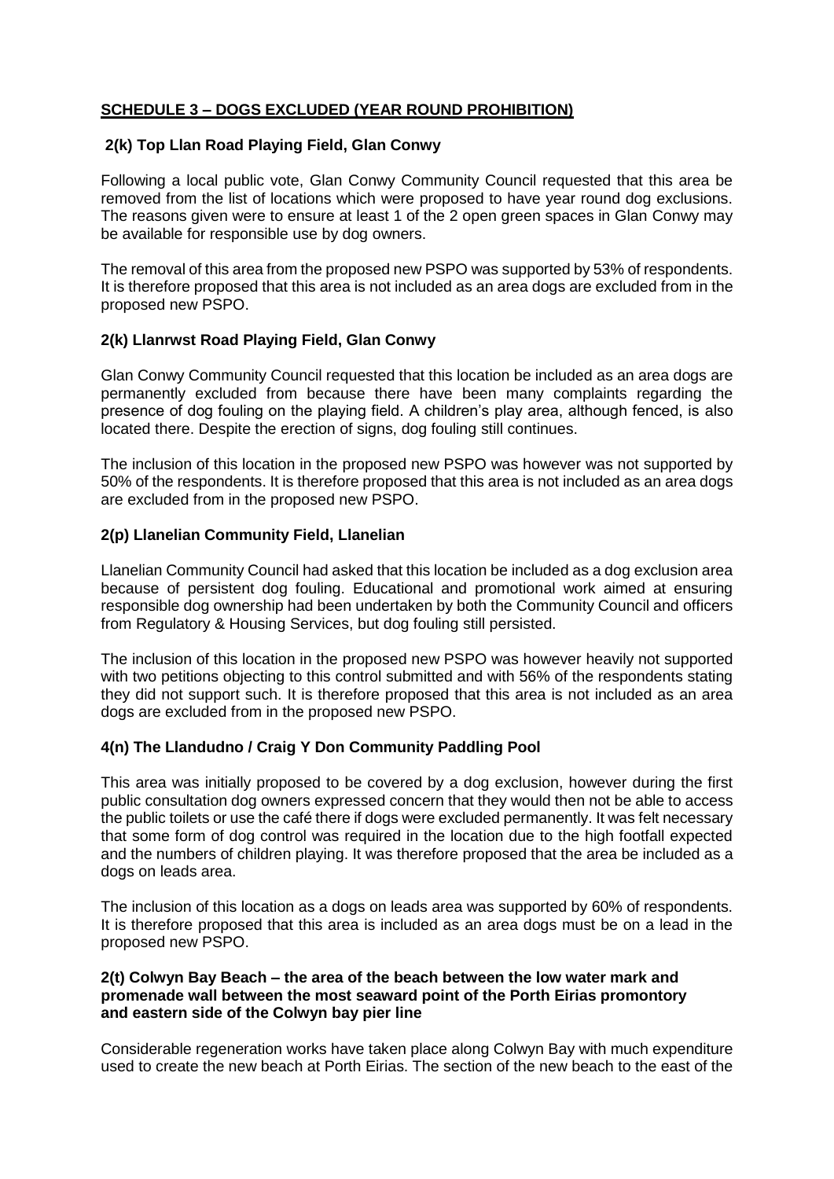## SCHEDULE 3 – DOGS EXCLUDED (YEAR ROUND PROHIBITION)

### 2(k) Top Llan Road Playing Field, Glan Conwy

Following a local public vote, Glan Conwy Community Council requested that this area be removed from the list of locations which were proposed to have year round dog exclusions. The reasons given were to ensure at least 1 of the 2 open green spaces in Glan Conwy may be available for responsible use by dog owners.

The removal of this area from the proposed new PSPO was supported by 53% of respondents. It is therefore proposed that this area is not included as an area dogs are excluded from in the proposed new PSPO.

### 2(k) Llanrwst Road Playing Field, Glan Conwy

Glan Conwy Community Council requested that this location be included as an area dogs are permanently excluded from because there have been many complaints regarding the presence of dog fouling on the playing field. A children's play area, although fenced, is also located there. Despite the erection of signs, dog fouling still continues.

The inclusion of this location in the proposed new PSPO was however was not supported by 50% of the respondents. It is therefore proposed that this area is not included as an area dogs are excluded from in the proposed new PSPO.

### 2(p) Llanelian Community Field, Llanelian

Llanelian Community Council had asked that this location be included as a dog exclusion area because of persistent dog fouling. Educational and promotional work aimed at ensuring responsible dog ownership had been undertaken by both the Community Council and officers from Regulatory & Housing Services, but dog fouling still persisted.

The inclusion of this location in the proposed new PSPO was however heavily not supported with two petitions objecting to this control submitted and with 56% of the respondents stating they did not support such. It is therefore proposed that this area is not included as an area dogs are excluded from in the proposed new PSPO.

### 4(n) The Llandudno / Craig Y Don Community Paddling Pool

This area was initially proposed to be covered by a dog exclusion, however during the first public consultation dog owners expressed concern that they would then not be able to access the public toilets or use the café there if dogs were excluded permanently. It was felt necessary that some form of dog control was required in the location due to the high footfall expected and the numbers of children playing. It was therefore proposed that the area be included as a dogs on leads area.

The inclusion of this location as a dogs on leads area was supported by 60% of respondents. It is therefore proposed that this area is included as an area dogs must be on a lead in the proposed new PSPO.

### 2(t) Colwyn Bay Beach – the area of the beach between the low water mark and promenade wall between the most seaward point of the Porth Eirias promontory and eastern side of the Colwyn bay pier line

Considerable regeneration works have taken place along Colwyn Bay with much expenditure used to create the new beach at Porth Eirias. The section of the new beach to the east of the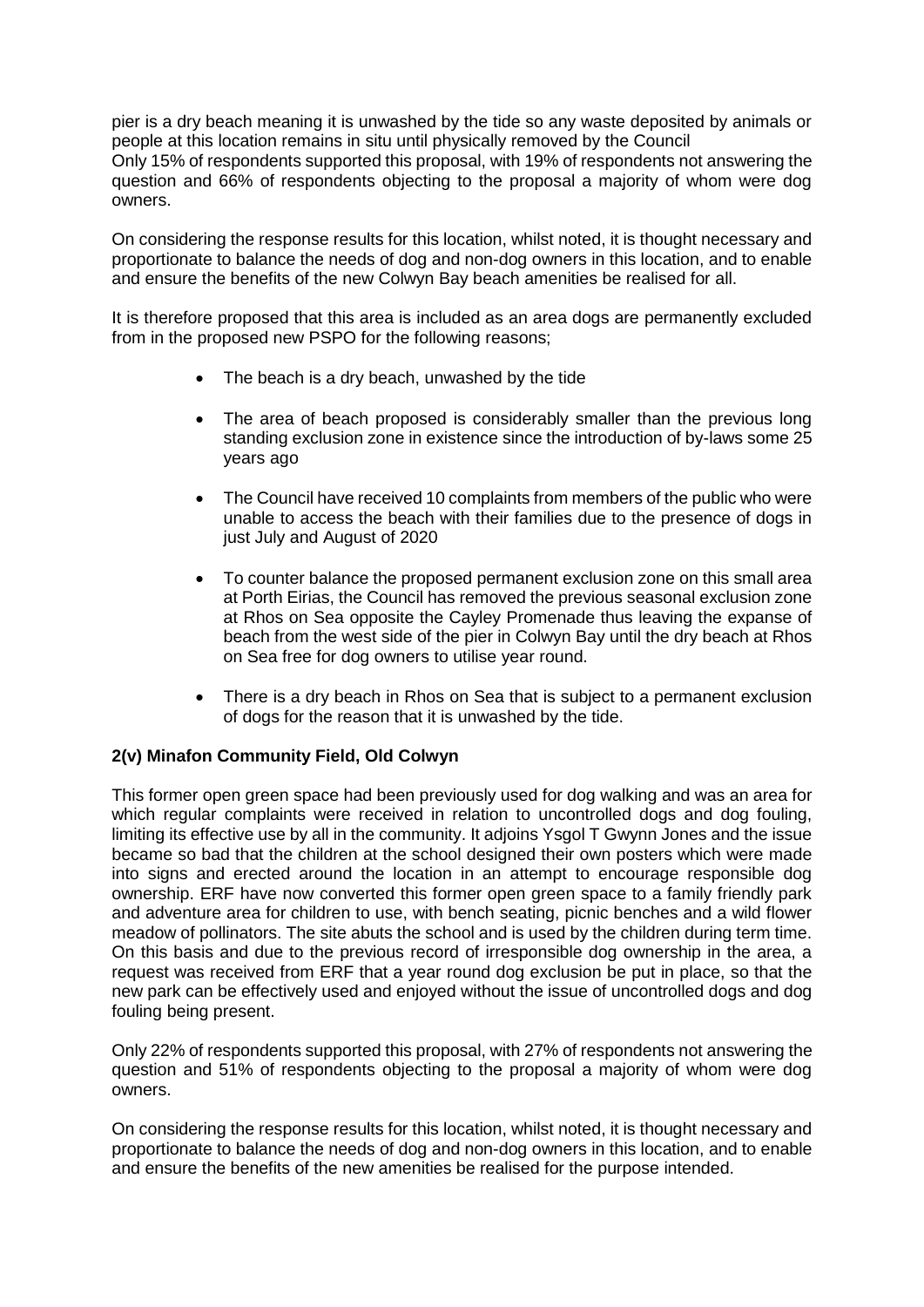pier is a dry beach meaning it is unwashed by the tide so any waste deposited by animals or people at this location remains in situ until physically removed by the Council
Only 15% of respondents supported this proposal, with 19% of respondents not answering the question and 66% of respondents objecting to the proposal a majority of whom were dog owners.

On considering the response results for this location, whilst noted, it is thought necessary and proportionate to balance the needs of dog and non-dog owners in this location, and to enable and ensure the benefits of the new Colwyn Bay beach amenities be realised for all.

It is therefore proposed that this area is included as an area dogs are permanently excluded from in the proposed new PSPO for the following reasons;

- The beach is a dry beach, unwashed by the tide
- The area of beach proposed is considerably smaller than the previous long standing exclusion zone in existence since the introduction of by-laws some 25 years ago
- The Council have received 10 complaints from members of the public who were unable to access the beach with their families due to the presence of dogs in just July and August of 2020
- To counter balance the proposed permanent exclusion zone on this small area at Porth Eirias, the Council has removed the previous seasonal exclusion zone at Rhos on Sea opposite the Cayley Promenade thus leaving the expanse of beach from the west side of the pier in Colwyn Bay until the dry beach at Rhos on Sea free for dog owners to utilise year round.
- There is a dry beach in Rhos on Sea that is subject to a permanent exclusion of dogs for the reason that it is unwashed by the tide.

**2(v) Minafon Community Field, Old Colwyn**

This former open green space had been previously used for dog walking and was an area for which regular complaints were received in relation to uncontrolled dogs and dog fouling, limiting its effective use by all in the community. It adjoins Ysgol T Gwynn Jones and the issue became so bad that the children at the school designed their own posters which were made into signs and erected around the location in an attempt to encourage responsible dog ownership. ERF have now converted this former open green space to a family friendly park and adventure area for children to use, with bench seating, picnic benches and a wild flower meadow of pollinators. The site abuts the school and is used by the children during term time. On this basis and due to the previous record of irresponsible dog ownership in the area, a request was received from ERF that a year round dog exclusion be put in place, so that the new park can be effectively used and enjoyed without the issue of uncontrolled dogs and dog fouling being present.

Only 22% of respondents supported this proposal, with 27% of respondents not answering the question and 51% of respondents objecting to the proposal a majority of whom were dog owners.

On considering the response results for this location, whilst noted, it is thought necessary and proportionate to balance the needs of dog and non-dog owners in this location, and to enable and ensure the benefits of the new amenities be realised for the purpose intended.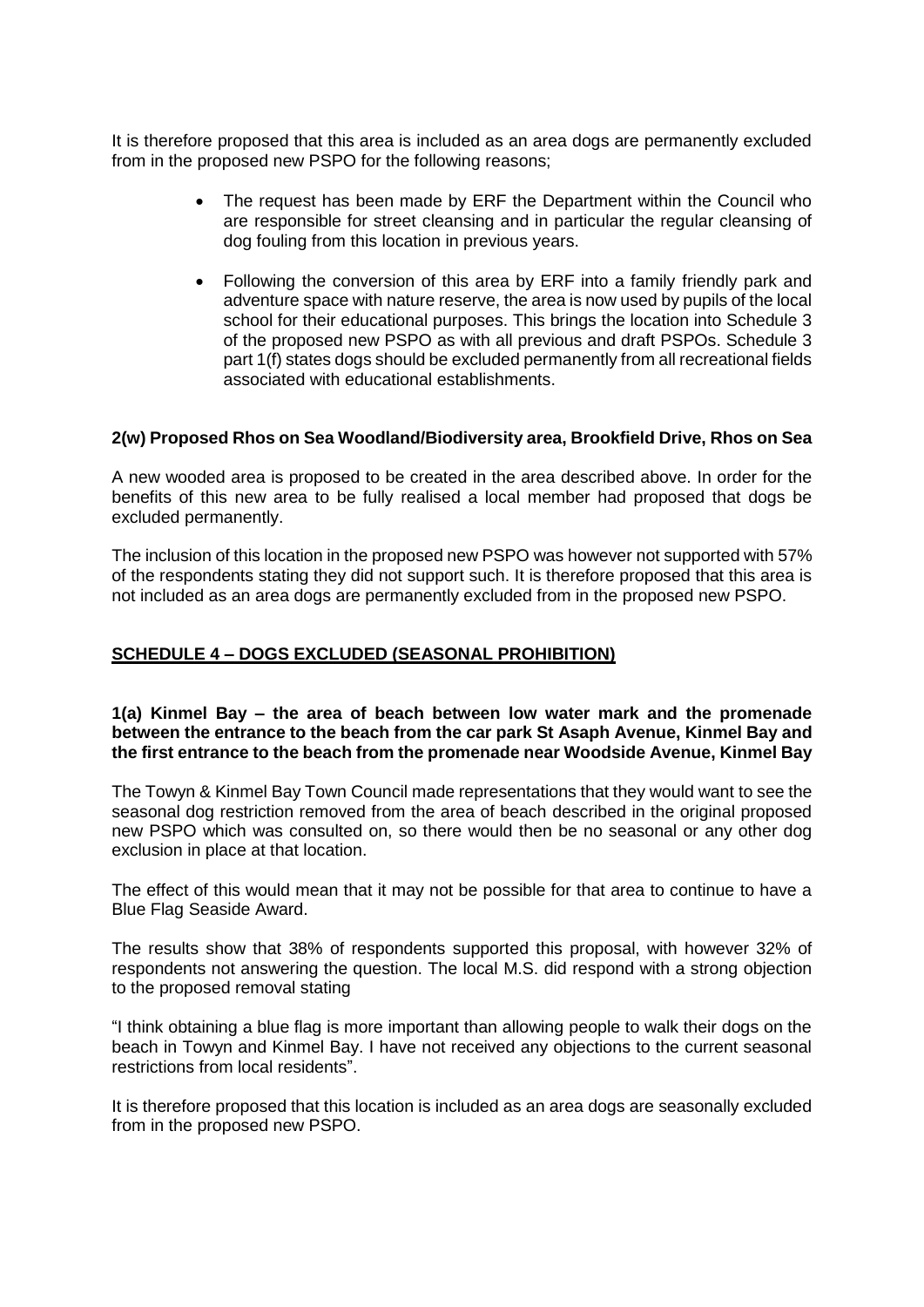It is therefore proposed that this area is included as an area dogs are permanently excluded from in the proposed new PSPO for the following reasons;

- The request has been made by ERF the Department within the Council who are responsible for street cleansing and in particular the regular cleansing of dog fouling from this location in previous years.
- Following the conversion of this area by ERF into a family friendly park and adventure space with nature reserve, the area is now used by pupils of the local school for their educational purposes. This brings the location into Schedule 3 of the proposed new PSPO as with all previous and draft PSPOs. Schedule 3 part 1(f) states dogs should be excluded permanently from all recreational fields associated with educational establishments.

**2(w) Proposed Rhos on Sea Woodland/Biodiversity area, Brookfield Drive, Rhos on Sea**

A new wooded area is proposed to be created in the area described above. In order for the benefits of this new area to be fully realised a local member had proposed that dogs be excluded permanently.

The inclusion of this location in the proposed new PSPO was however not supported with 57% of the respondents stating they did not support such. It is therefore proposed that this area is not included as an area dogs are permanently excluded from in the proposed new PSPO.

## SCHEDULE 4 – DOGS EXCLUDED (SEASONAL PROHIBITION)

**1(a) Kinmel Bay – the area of beach between low water mark and the promenade between the entrance to the beach from the car park St Asaph Avenue, Kinmel Bay and the first entrance to the beach from the promenade near Woodside Avenue, Kinmel Bay**

The Towyn & Kinmel Bay Town Council made representations that they would want to see the seasonal dog restriction removed from the area of beach described in the original proposed new PSPO which was consulted on, so there would then be no seasonal or any other dog exclusion in place at that location.

The effect of this would mean that it may not be possible for that area to continue to have a Blue Flag Seaside Award.

The results show that 38% of respondents supported this proposal, with however 32% of respondents not answering the question. The local M.S. did respond with a strong objection to the proposed removal stating

"I think obtaining a blue flag is more important than allowing people to walk their dogs on the beach in Towyn and Kinmel Bay. I have not received any objections to the current seasonal restrictions from local residents".

It is therefore proposed that this location is included as an area dogs are seasonally excluded from in the proposed new PSPO.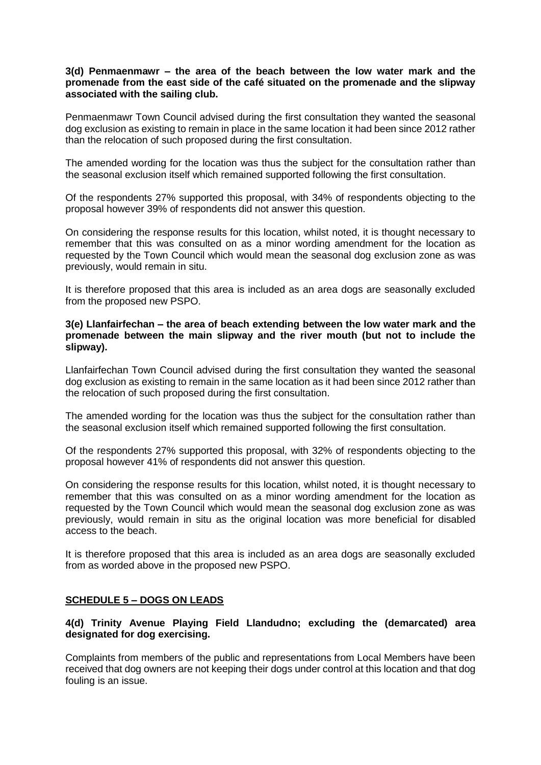**3(d) Penmaenmawr – the area of the beach between the low water mark and the promenade from the east side of the café situated on the promenade and the slipway associated with the sailing club.**

Penmaenmawr Town Council advised during the first consultation they wanted the seasonal dog exclusion as existing to remain in place in the same location it had been since 2012 rather than the relocation of such proposed during the first consultation.

The amended wording for the location was thus the subject for the consultation rather than the seasonal exclusion itself which remained supported following the first consultation.

Of the respondents 27% supported this proposal, with 34% of respondents objecting to the proposal however 39% of respondents did not answer this question.

On considering the response results for this location, whilst noted, it is thought necessary to remember that this was consulted on as a minor wording amendment for the location as requested by the Town Council which would mean the seasonal dog exclusion zone as was previously, would remain in situ.

It is therefore proposed that this area is included as an area dogs are seasonally excluded from the proposed new PSPO.

**3(e) Llanfairfechan – the area of beach extending between the low water mark and the promenade between the main slipway and the river mouth (but not to include the slipway).**

Llanfairfechan Town Council advised during the first consultation they wanted the seasonal dog exclusion as existing to remain in the same location as it had been since 2012 rather than the relocation of such proposed during the first consultation.

The amended wording for the location was thus the subject for the consultation rather than the seasonal exclusion itself which remained supported following the first consultation.

Of the respondents 27% supported this proposal, with 32% of respondents objecting to the proposal however 41% of respondents did not answer this question.

On considering the response results for this location, whilst noted, it is thought necessary to remember that this was consulted on as a minor wording amendment for the location as requested by the Town Council which would mean the seasonal dog exclusion zone as was previously, would remain in situ as the original location was more beneficial for disabled access to the beach.

It is therefore proposed that this area is included as an area dogs are seasonally excluded from as worded above in the proposed new PSPO.

## SCHEDULE 5 – DOGS ON LEADS

**4(d) Trinity Avenue Playing Field Llandudno; excluding the (demarcated) area designated for dog exercising.**

Complaints from members of the public and representations from Local Members have been received that dog owners are not keeping their dogs under control at this location and that dog fouling is an issue.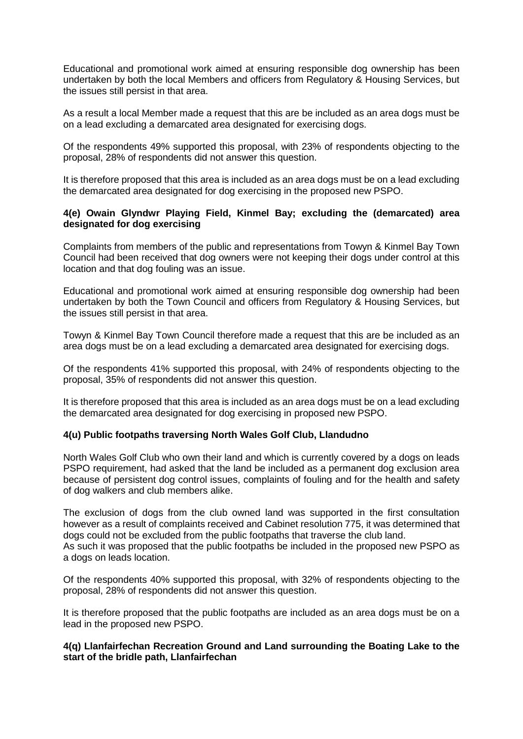Educational and promotional work aimed at ensuring responsible dog ownership has been undertaken by both the local Members and officers from Regulatory & Housing Services, but the issues still persist in that area.

As a result a local Member made a request that this are be included as an area dogs must be on a lead excluding a demarcated area designated for exercising dogs.

Of the respondents 49% supported this proposal, with 23% of respondents objecting to the proposal, 28% of respondents did not answer this question.

It is therefore proposed that this area is included as an area dogs must be on a lead excluding the demarcated area designated for dog exercising in the proposed new PSPO.

**4(e) Owain Glyndwr Playing Field, Kinmel Bay; excluding the (demarcated) area designated for dog exercising**

Complaints from members of the public and representations from Towyn & Kinmel Bay Town Council had been received that dog owners were not keeping their dogs under control at this location and that dog fouling was an issue.

Educational and promotional work aimed at ensuring responsible dog ownership had been undertaken by both the Town Council and officers from Regulatory & Housing Services, but the issues still persist in that area.

Towyn & Kinmel Bay Town Council therefore made a request that this are be included as an area dogs must be on a lead excluding a demarcated area designated for exercising dogs.

Of the respondents 41% supported this proposal, with 24% of respondents objecting to the proposal, 35% of respondents did not answer this question.

It is therefore proposed that this area is included as an area dogs must be on a lead excluding the demarcated area designated for dog exercising in proposed new PSPO.

**4(u) Public footpaths traversing North Wales Golf Club, Llandudno**

North Wales Golf Club who own their land and which is currently covered by a dogs on leads PSPO requirement, had asked that the land be included as a permanent dog exclusion area because of persistent dog control issues, complaints of fouling and for the health and safety of dog walkers and club members alike.

The exclusion of dogs from the club owned land was supported in the first consultation however as a result of complaints received and Cabinet resolution 775, it was determined that dogs could not be excluded from the public footpaths that traverse the club land.
As such it was proposed that the public footpaths be included in the proposed new PSPO as a dogs on leads location.

Of the respondents 40% supported this proposal, with 32% of respondents objecting to the proposal, 28% of respondents did not answer this question.

It is therefore proposed that the public footpaths are included as an area dogs must be on a lead in the proposed new PSPO.

**4(q) Llanfairfechan Recreation Ground and Land surrounding the Boating Lake to the start of the bridle path, Llanfairfechan**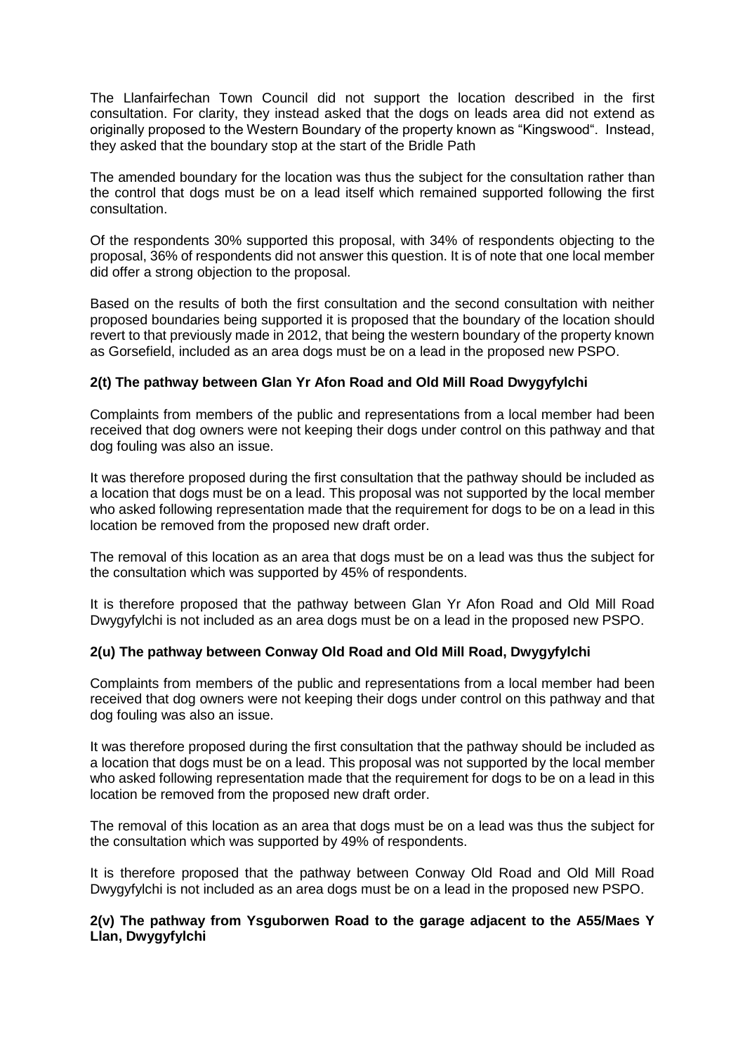The Llanfairfechan Town Council did not support the location described in the first consultation. For clarity, they instead asked that the dogs on leads area did not extend as originally proposed to the Western Boundary of the property known as "Kingswood". Instead, they asked that the boundary stop at the start of the Bridle Path

The amended boundary for the location was thus the subject for the consultation rather than the control that dogs must be on a lead itself which remained supported following the first consultation.

Of the respondents 30% supported this proposal, with 34% of respondents objecting to the proposal, 36% of respondents did not answer this question. It is of note that one local member did offer a strong objection to the proposal.

Based on the results of both the first consultation and the second consultation with neither proposed boundaries being supported it is proposed that the boundary of the location should revert to that previously made in 2012, that being the western boundary of the property known as Gorsefield, included as an area dogs must be on a lead in the proposed new PSPO.

**2(t) The pathway between Glan Yr Afon Road and Old Mill Road Dwygyfylchi**

Complaints from members of the public and representations from a local member had been received that dog owners were not keeping their dogs under control on this pathway and that dog fouling was also an issue.

It was therefore proposed during the first consultation that the pathway should be included as a location that dogs must be on a lead. This proposal was not supported by the local member who asked following representation made that the requirement for dogs to be on a lead in this location be removed from the proposed new draft order.

The removal of this location as an area that dogs must be on a lead was thus the subject for the consultation which was supported by 45% of respondents.

It is therefore proposed that the pathway between Glan Yr Afon Road and Old Mill Road Dwygyfylchi is not included as an area dogs must be on a lead in the proposed new PSPO.

**2(u) The pathway between Conway Old Road and Old Mill Road, Dwygyfylchi**

Complaints from members of the public and representations from a local member had been received that dog owners were not keeping their dogs under control on this pathway and that dog fouling was also an issue.

It was therefore proposed during the first consultation that the pathway should be included as a location that dogs must be on a lead. This proposal was not supported by the local member who asked following representation made that the requirement for dogs to be on a lead in this location be removed from the proposed new draft order.

The removal of this location as an area that dogs must be on a lead was thus the subject for the consultation which was supported by 49% of respondents.

It is therefore proposed that the pathway between Conway Old Road and Old Mill Road Dwygyfylchi is not included as an area dogs must be on a lead in the proposed new PSPO.

**2(v) The pathway from Ysguborwen Road to the garage adjacent to the A55/Maes Y Llan, Dwygyfylchi**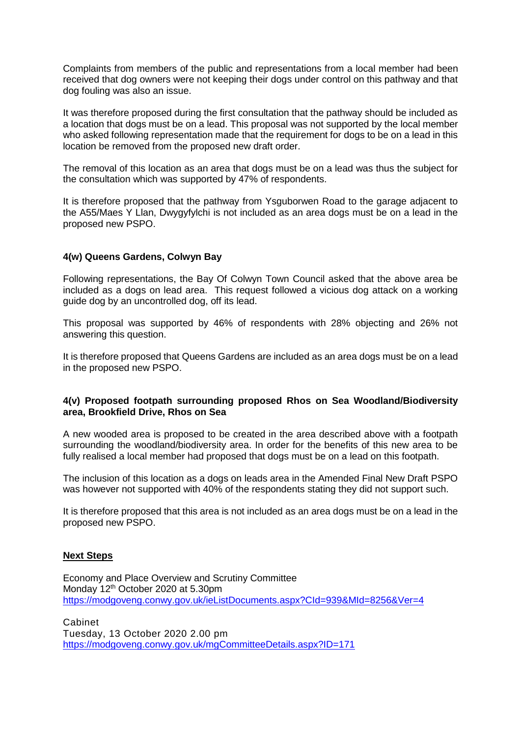Complaints from members of the public and representations from a local member had been received that dog owners were not keeping their dogs under control on this pathway and that dog fouling was also an issue.

It was therefore proposed during the first consultation that the pathway should be included as a location that dogs must be on a lead. This proposal was not supported by the local member who asked following representation made that the requirement for dogs to be on a lead in this location be removed from the proposed new draft order.

The removal of this location as an area that dogs must be on a lead was thus the subject for the consultation which was supported by 47% of respondents.

It is therefore proposed that the pathway from Ysguborwen Road to the garage adjacent to the A55/Maes Y Llan, Dwygyfylchi is not included as an area dogs must be on a lead in the proposed new PSPO.

**4(w) Queens Gardens, Colwyn Bay**

Following representations, the Bay Of Colwyn Town Council asked that the above area be included as a dogs on lead area. This request followed a vicious dog attack on a working guide dog by an uncontrolled dog, off its lead.

This proposal was supported by 46% of respondents with 28% objecting and 26% not answering this question.

It is therefore proposed that Queens Gardens are included as an area dogs must be on a lead in the proposed new PSPO.

**4(v) Proposed footpath surrounding proposed Rhos on Sea Woodland/Biodiversity area, Brookfield Drive, Rhos on Sea**

A new wooded area is proposed to be created in the area described above with a footpath surrounding the woodland/biodiversity area. In order for the benefits of this new area to be fully realised a local member had proposed that dogs must be on a lead on this footpath.

The inclusion of this location as a dogs on leads area in the Amended Final New Draft PSPO was however not supported with 40% of the respondents stating they did not support such.

It is therefore proposed that this area is not included as an area dogs must be on a lead in the proposed new PSPO.

**Next Steps**

Economy and Place Overview and Scrutiny Committee
Monday 12th October 2020 at 5.30pm
https://modgoveng.conwy.gov.uk/ieListDocuments.aspx?CId=939&MId=8256&Ver=4

Cabinet
Tuesday, 13 October 2020 2.00 pm
https://modgoveng.conwy.gov.uk/mgCommitteeDetails.aspx?ID=171